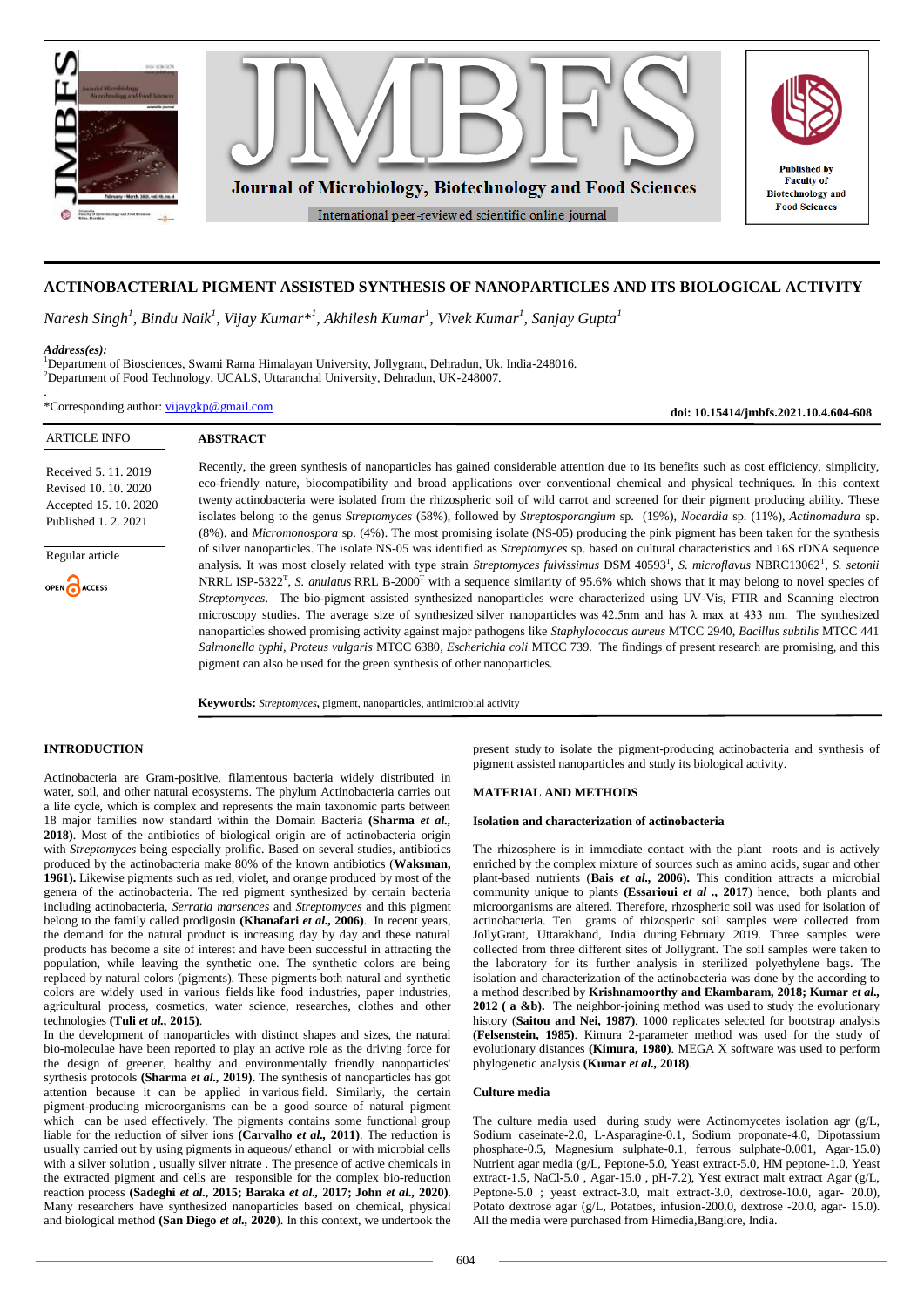# ACTINOBACTERIAL PIGMENT ASSISTED SYNTHESIS OF NANOPARTICLES AND ITS BIOLOGICAL ACTIVITY

*Naresh Singh[1], Bindu Naik[1], Vijay Kumar*[1], Akhilesh Kumar[1], Vivek Kumar[1], Sanjay Gupta[1]*

***Address(es):***
[1]Department of Biosciences, Swami Rama Himalayan University, Jollygrant, Dehradun, Uk, India-248016.
[2]Department of Food Technology, UCALS, Uttaranchal University, Dehradun, UK-248007.

*Corresponding author: vijaygkp@gmail.com

**doi: 10.15414/jmbfs.2021.10.4.604-608**

ARTICLE INFO

Received 5. 11. 2019
Revised 10. 10. 2020
Accepted 15. 10. 2020
Published 1. 2. 2021

Regular article

OPEN ACCESS

## ABSTRACT

Recently, the green synthesis of nanoparticles has gained considerable attention due to its benefits such as cost efficiency, simplicity, eco-friendly nature, biocompatibility and broad applications over conventional chemical and physical techniques. In this context twenty actinobacteria were isolated from the rhizospheric soil of wild carrot and screened for their pigment producing ability. These isolates belong to the genus *Streptomyces* (58%), followed by *Streptosporangium* sp. (19%), *Nocardia* sp. (11%), *Actinomadura* sp. (8%), and *Micromonospora* sp. (4%). The most promising isolate (NS-05) producing the pink pigment has been taken for the synthesis of silver nanoparticles. The isolate NS-05 was identified as *Streptomyces* sp. based on cultural characteristics and 16S rDNA sequence analysis. It was most closely related with type strain *Streptomyces fulvissimus* DSM 40593[T], *S. microflavus* NBRC13062[T], *S. setonii* NRRL ISP-5322[T], *S. anulatus* RRL B-2000[T] with a sequence similarity of 95.6% which shows that it may belong to novel species of *Streptomyces*. The bio-pigment assisted synthesized nanoparticles were characterized using UV-Vis, FTIR and Scanning electron microscopy studies. The average size of synthesized silver nanoparticles was 42.5nm and has λ max at 433 nm. The synthesized nanoparticles showed promising activity against major pathogens like *Staphylocococus aureus* MTCC 2940, *Bacillus subtilis* MTCC 441 *Salmonella typhi*, *Proteus vulgaris* MTCC 6380, *Escherichia coli* MTCC 739. The findings of present research are promising, and this pigment can also be used for the green synthesis of other nanoparticles.

**Keywords:** *Streptomyces*, pigment, nanoparticles, antimicrobial activity

## INTRODUCTION

Actinobacteria are Gram-positive, filamentous bacteria widely distributed in water, soil, and other natural ecosystems. The phylum Actinobacteria carries out a life cycle, which is complex and represents the main taxonomic parts between 18 major families now standard within the Domain Bacteria **(Sharma *et al.*, 2018)**. Most of the antibiotics of biological origin are of actinobacteria origin with *Streptomyces* being especially prolific. Based on several studies, antibiotics produced by the actinobacteria make 80% of the known antibiotics (**Waksman, 1961).** Likewise pigments such as red, violet, and orange produced by most of the genera of the actinobacteria. The red pigment synthesized by certain bacteria including actinobacteria, *Serratia marsences* and *Streptomyces* and this pigment belong to the family called prodigosin **(Khanafari *et al.*, 2006)**. In recent years, the demand for the natural product is increasing day by day and these natural products has become a site of interest and have been successful in attracting the population, while leaving the synthetic one. The synthetic colors are being replaced by natural colors (pigments). These pigments both natural and synthetic colors are widely used in various fields like food industries, paper industries, agricultural process, cosmetics, water science, researches, clothes and other technologies **(Tuli *et al.*, 2015)**.
In the development of nanoparticles with distinct shapes and sizes, the natural bio-moleculae have been reported to play an active role as the driving force for the design of greener, healthy and environmentally friendly nanoparticles' synthesis protocols **(Sharma *et al.*, 2019).** The synthesis of nanoparticles has got attention because it can be applied in various field. Similarly, the certain pigment-producing microorganisms can be a good source of natural pigment which can be used effectively. The pigments contains some functional group liable for the reduction of silver ions **(Carvalho *et al.*, 2011)**. The reduction is usually carried out by using pigments in aqueous/ ethanol or with microbial cells with a silver solution , usually silver nitrate . The presence of active chemicals in the extracted pigment and cells are responsible for the complex bio-reduction reaction process **(Sadeghi *et al.*, 2015; Baraka *et al.*, 2017; John *et al.*, 2020)**. Many researchers have synthesized nanoparticles based on chemical, physical and biological method **(San Diego *et al.*, 2020**). In this context, we undertook the present study to isolate the pigment-producing actinobacteria and synthesis of pigment assisted nanoparticles and study its biological activity.

## MATERIAL AND METHODS

### Isolation and characterization of actinobacteria

The rhizosphere is in immediate contact with the plant roots and is actively enriched by the complex mixture of sources such as amino acids, sugar and other plant-based nutrients (**Bais *et al.*, 2006).** This condition attracts a microbial community unique to plants **(Essarioui *et al* ., 2017**) hence, both plants and microorganisms are altered. Therefore, rhzospheric soil was used for isolation of actinobacteria. Ten grams of rhizosperic soil samples were collected from JollyGrant, Uttarakhand, India during February 2019. Three samples were collected from three different sites of Jollygrant. The soil samples were taken to the laboratory for its further analysis in sterilized polyethylene bags. The isolation and characterization of the actinobacteria was done by the according to a method described by **Krishnamoorthy and Ekambaram, 2018; Kumar *et al.*, 2012 ( a &b).** The neighbor-joining method was used to study the evolutionary history (**Saitou and Nei, 1987**). 1000 replicates selected for bootstrap analysis **(Felsenstein, 1985)**. Kimura 2-parameter method was used for the study of evolutionary distances **(Kimura, 1980)**. MEGA X software was used to perform phylogenetic analysis **(Kumar *et al.*, 2018)**.

### Culture media

The culture media used during study were Actinomycetes isolation agr (g/L, Sodium caseinate-2.0, L-Asparagine-0.1, Sodium proponate-4.0, Dipotassium phosphate-0.5, Magnesium sulphate-0.1, ferrous sulphate-0.001, Agar-15.0) Nutrient agar media (g/L, Peptone-5.0, Yeast extract-5.0, HM peptone-1.0, Yeast extract-1.5, NaCl-5.0 , Agar-15.0 , pH-7.2), Yest extract malt extract Agar (g/L, Peptone-5.0 ; yeast extract-3.0, malt extract-3.0, dextrose-10.0, agar- 20.0), Potato dextrose agar (g/L, Potatoes, infusion-200.0, dextrose -20.0, agar- 15.0). All the media were purchased from Himedia,Banglore, India.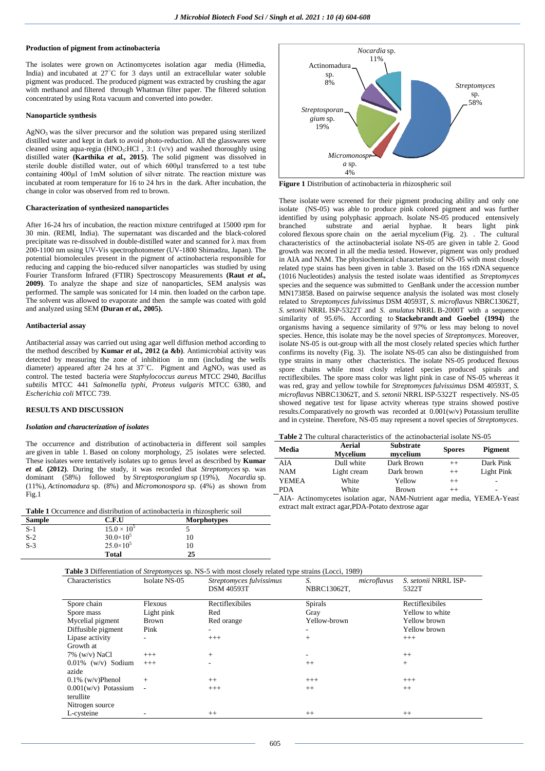#### Production of pigment from actinobacteria

The isolates were grown on Actinomycetes isolation agar media (Himedia, India) and incubated at 27°C for 3 days until an extracellular water soluble pigment was produced. The produced pigment was extracted by crushing the agar with methanol and filtered through Whatman filter paper. The filtered solution concentrated by using Rota vacuum and converted into powder.

#### Nanoparticle synthesis

$AgNO_3$ was the silver precursor and the solution was prepared using sterilized distilled water and kept in dark to avoid photo-reduction. All the glasswares were cleaned using aqua-regia ($HNO_3$:HCl , 3:1 (v/v) and washed thoroughly using distilled water **(Karthika *et al.,* 2015)**. The solid pigment was dissolved in sterile double distilled water, out of which 600µl transferred to a test tube containing 400µl of 1mM solution of silver nitrate. The reaction mixture was incubated at room temperature for 16 to 24 hrs in the dark. After incubation, the change in color was observed from red to brown.

#### Characterization of synthesized nanoparticles

After 16-24 hrs of incubation, the reaction mixture centrifuged at 15000 rpm for 30 min. (REMI, India). The supernatant was discarded and the black-colored precipitate was re-dissolved in double-distilled water and scanned for λ max from 200-1100 nm using UV-Vis spectrophotometer (UV-1800 Shimadzu, Japan). The potential biomolecules present in the pigment of actinobacteria responsible for reducing and capping the bio-reduced silver nanoparticles was studied by using Fourier Transform Infrared (FTIR) Spectroscopy Measurements **(Raut *et al.,* 2009)**. To analyze the shape and size of nanoparticles, SEM analysis was performed. The sample was sonicated for 14 min. then loaded on the carbon tape. The solvent was allowed to evaporate and then the sample was coated with gold and analyzed using SEM **(Duran *et al.,* 2005).**

#### Antibacterial assay

Antibacterial assay was carried out using agar well diffusion method according to the method described by **Kumar *et al.,* 2012 (a &b)**. Antimicrobial activity was detected by measuring the zone of inhibition in mm (including the wells diameter) appeared after 24 hrs at 37°C. Pigment and $AgNO_3$ was used as control. The tested bacteria were *Staphylococcus aureus* MTCC 2940, *Bacillus subtilis* MTCC 441 *Salmonella typhi*, *Proteus vulgaris* MTCC 6380, and *Escherichia coli* MTCC 739.

## RESULTS AND DISCUSSION

#### *Isolation and characterization of isolates*

The occurrence and distribution of actinobacteria in different soil samples are given in table 1. Based on colony morphology, 25 isolates were selected. These isolates were tentatively isolates up to genus level as described by **Kumar *et al.* (2012)**. During the study, it was recorded that *Streptomyces* sp. was dominant (58%) followed by *Streptosporangium* sp (19%), *Nocardia* sp. (11%), *Actinomadura* sp. (8%) and *Micromonospora* sp. (4%) as shown from Fig.1

**Table 1** Occurrence and distribution of actinobacteria in rhizospheric soil

| Sample | C.F.U | Morphotypes |
|---|---|---|
| S-1 | $15.0 \times 10^5$ | 5 |
| S-2 | $30.0{\times}10^5$ | 10 |
| S-3 | $25.0{\times}10^5$ | 10 |
| | **Total** | **25** |

*Nocardia* sp. 11%; Actinomadura sp. 8%; *Streptomyces* sp. 58%; *Streptosporangium* sp. 19%; *Micromonospra* sp. 4%

**Figure 1** Distribution of actinobacteria in rhizospheric soil

These isolate were screened for their pigment producing ability and only one isolate (NS-05) was able to produce pink colored pigment and was further identified by using polyphasic approach. Isolate NS-05 produced entensively branched substrate and aerial hyphae. It bears light pink colored flexous spore chain on the aerial mycelium (Fig. 2). . The cultural characteristics of the actinobacterial isolate NS-05 are given in table 2. Good growth was recored in all the media tested. However, pigment was only prodused in AIA and NAM. The physiochemical characteristic of NS-05 with most closely related type stains has been given in table 3. Based on the 16S rDNA sequence (1016 Nucleotides) analysis the tested isolate waas identified as *Streptomyces* species and the sequence was submitted to GenBank under the accession number MN173858. Based on pairwise sequence analysis the isolated was most closely related to *Streptomyces fulvissimus* DSM 40593T, *S. microflavus* NBRC13062T, *S. setonii* NRRL ISP-5322T and *S. anulatus* NRRL B-2000T with a sequence similarity of 95.6%. According to **Stackebrandt and Goebel (1994)** the organisms having a sequence similarity of 97% or less may belong to novel species. Hence, this isolate may be the novel species of *Streptomyces*. Moreover, isolate NS-05 is out-group with all the most closely related species which further confirms its novelty (Fig. 3). The isolate NS-05 can also be distinguished from type strains in many other chacteristics. The isolate NS-05 produced flexous spore chains while most closly related species produced spirals and rectiflexibiles. The spore mass color was light pink in case of NS-05 whereas it was red, gray and yellow towhile for *Streptomyces fulvissimus* DSM 40593T, *S. microflavus* NBRC13062T, and *S. setonii* NRRL ISP-5322T respectively. NS-05 showed negative test for lipase actvity whereas type strains showed postive results.Comparatively no growth was recorded at 0.001(w/v) Potassium terullite and in cysteine. Therefore, NS-05 may represent a novel species of *Streptomyces*.

**Table 2** The cultural characteristics of the actinobacterial isolate NS-05

| Media | Aerial Mycelium | Substrate mycelium | Spores | Pigment |
|---|---|---|---|---|
| AIA | Dull white | Dark Brown | ++ | Dark Pink |
| NAM | Light cream | Dark brown | ++ | Light Pink |
| YEMEA | White | Yellow | ++ | - |
| PDA | White | Brown | ++ | - |

AIA- Actinomycetes isolation agar, NAM-Nutrient agar media, YEMEA-Yeast extract malt extract agar,PDA-Potato dextrose agar

**Table 3** Differentiation of *Streptomyces* sp. NS-5 with most closely related type strains (Locci, 1989)

| Characteristics | Isolate NS-05 | *Streptomyces fulvissimus* DSM 40593T | *S. microflavus* NBRC13062T, | *S. setonii* NRRL ISP-5322T |
|---|---|---|---|---|
| Spore chain | Flexous | Rectiflexibiles | Spirals | Rectiflexibiles |
| Spore mass | Light pink | Red | Gray | Yellow to white |
| Mycelial pigment | Brown | Red orange | Yellow-brown | Yellow brown |
| Diffusible pigment | Pink | - | - | Yellow brown |
| Lipase activity | - | +++ | + | +++ |
| Growth at | | | | |
| 7% (w/v) NaCl | +++ | + | - | ++ |
| 0.01% (w/v) Sodium azide | +++ | - | ++ | + |
| 0.1% (w/v)Phenol | + | ++ | +++ | +++ |
| 0.001(w/v) Potassium terullite | - | +++ | ++ | ++ |
| Nitrogen source | | | | |
| L-cysteine | - | ++ | ++ | ++ |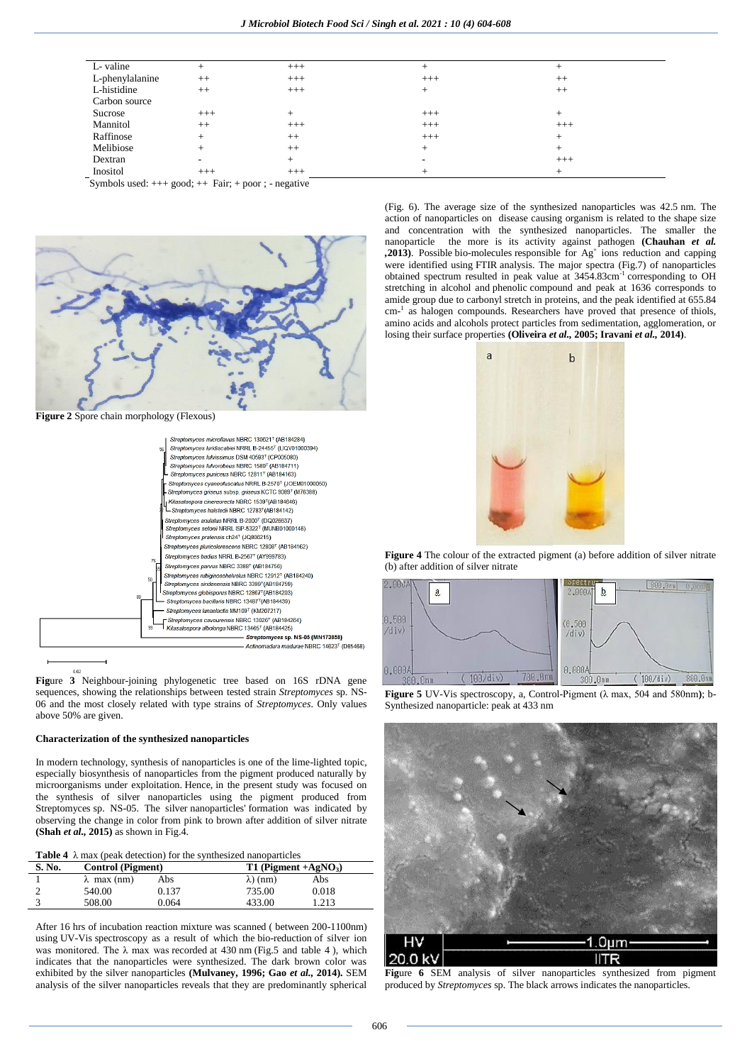| L- valine | + | +++ | + | + |
|---|---|---|---|---|
| L-phenylalanine | ++ | +++ | +++ | ++ |
| L-histidine | ++ | +++ | + | ++ |
| Carbon source | | | | |
| Sucrose | +++ | + | +++ | + |
| Mannitol | ++ | +++ | +++ | +++ |
| Raffinose | + | ++ | +++ | + |
| Melibiose | + | ++ | + | + |
| Dextran | - | + | - | +++ |
| Inositol | +++ | +++ | + | + |

Symbols used: +++ good; ++ Fair; + poor ; - negative

**Figure 2** Spore chain morphology (Flexous)

**Figure 3** Neighbour-joining phylogenetic tree based on 16S rDNA gene sequences, showing the relationships between tested strain *Streptomyces* sp. NS-06 and the most closely related with type strains of *Streptomyces*. Only values above 50% are given.

**Characterization of the synthesized nanoparticles**

In modern technology, synthesis of nanoparticles is one of the lime-lighted topic, especially biosynthesis of nanoparticles from the pigment produced naturally by microorganisms under exploitation. Hence, in the present study was focused on the synthesis of silver nanoparticles using the pigment produced from Streptomyces sp. NS-05. The silver nanoparticles' formation was indicated by observing the change in color from pink to brown after addition of silver nitrate **(Shah *et al.*, 2015)** as shown in Fig.4.

**Table 4** λ max (peak detection) for the synthesized nanoparticles

| S. No. | Control (Pigment) | | T1 (Pigment +$AgNO_3$) | |
|---|---|---|---|---|
| 1 | λ max (nm) | Abs | λ) (nm) | Abs |
| 2 | 540.00 | 0.137 | 735.00 | 0.018 |
| 3 | 508.00 | 0.064 | 433.00 | 1.213 |

After 16 hrs of incubation reaction mixture was scanned ( between 200-1100nm) using UV-Vis spectroscopy as a result of which the bio-reduction of silver ion was monitored. The λ max was recorded at 430 nm (Fig.5 and table 4 ), which indicates that the nanoparticles were synthesized. The dark brown color was exhibited by the silver nanoparticles **(Mulvaney, 1996; Gao *et al.*, 2014).** SEM analysis of the silver nanoparticles reveals that they are predominantly spherical (Fig. 6). The average size of the synthesized nanoparticles was 42.5 nm. The action of nanoparticles on disease causing organism is related to the shape size and concentration with the synthesized nanoparticles. The smaller the nanoparticle the more is its activity against pathogen **(Chauhan *et al.* ,2013)**. Possible bio-molecules responsible for $Ag^+$ ions reduction and capping were identified using FTIR analysis. The major spectra (Fig.7) of nanoparticles obtained spectrum resulted in peak value at 3454.83cm$^{-1}$ corresponding to OH stretching in alcohol and phenolic compound and peak at 1636 corresponds to amide group due to carbonyl stretch in proteins, and the peak identified at 655.84 cm-$^{1}$ as halogen compounds. Researchers have proved that presence of thiols, amino acids and alcohols protect particles from sedimentation, agglomeration, or losing their surface properties **(Oliveira *et al.*, 2005; Iravani *et al.*, 2014)**.

**Figure 4** The colour of the extracted pigment (a) before addition of silver nitrate (b) after addition of silver nitrate

**Figure 5** UV-Vis spectroscopy, a, Control-Pigment (λ max, 504 and 580nm); b- Synthesized nanoparticle: peak at 433 nm

**Figure 6** SEM analysis of silver nanoparticles synthesized from pigment produced by *Streptomyces* sp. The black arrows indicate the nanoparticles.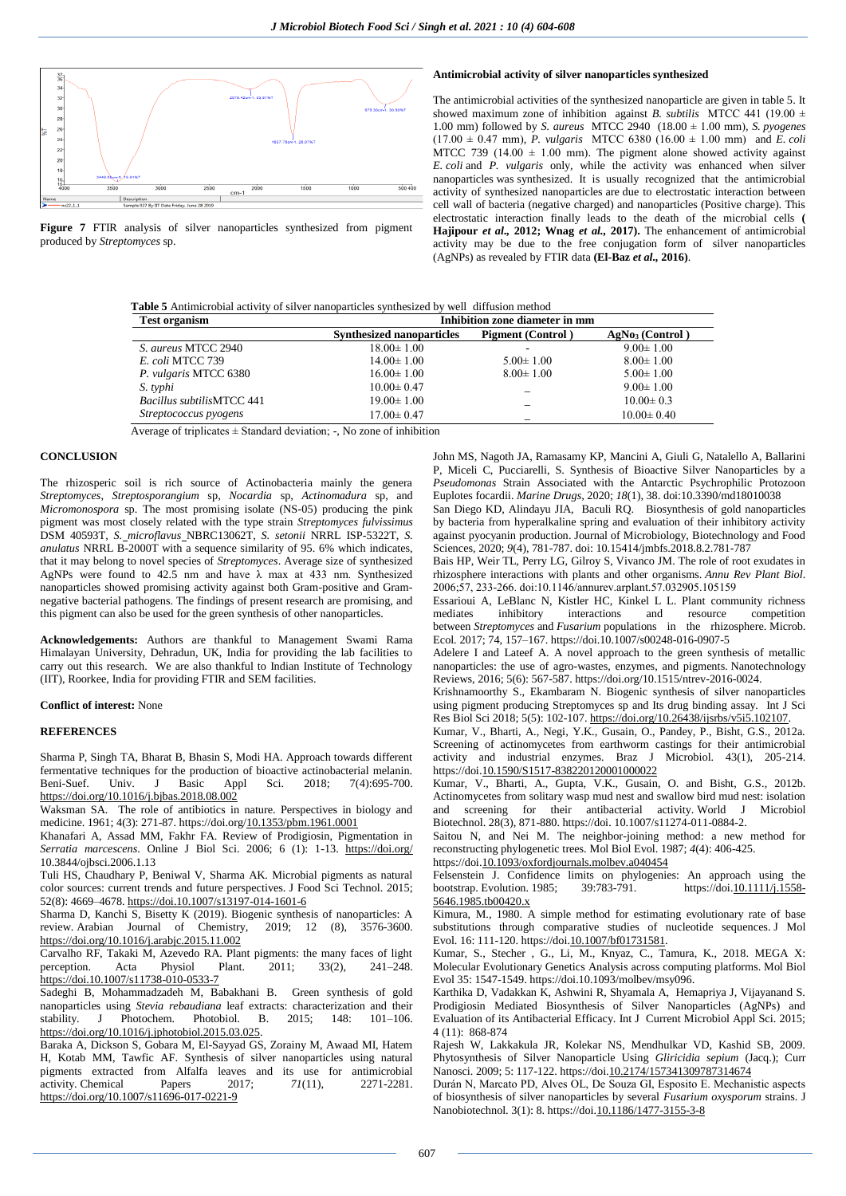Figure 7 FTIR analysis of silver nanoparticles synthesized from pigment produced by *Streptomyces* sp.

### Antimicrobial activity of silver nanoparticles synthesized

The antimicrobial activities of the synthesized nanoparticle are given in table 5. It showed maximum zone of inhibition against *B. subtilis* MTCC 441 (19.00 ± 1.00 mm) followed by *S. aureus* MTCC 2940 (18.00 ± 1.00 mm), *S. pyogenes* (17.00 ± 0.47 mm), *P. vulgaris* MTCC 6380 (16.00 ± 1.00 mm) and *E. coli* MTCC 739 (14.00 ± 1.00 mm). The pigment alone showed activity against *E. coli* and *P. vulgaris* only, while the activity was enhanced when silver nanoparticles was synthesized. It is usually recognized that the antimicrobial activity of synthesized nanoparticles are due to electrostatic interaction between cell wall of bacteria (negative charged) and nanoparticles (Positive charge). This electrostatic interaction finally leads to the death of the microbial cells (**Hajipour *et al.*, 2012; Wnag *et al.*, 2017).** The enhancement of antimicrobial activity may be due to the free conjugation form of silver nanoparticles (AgNPs) as revealed by FTIR data **(El-Baz *et al.*, 2016)**.

**Table 5** Antimicrobial activity of silver nanoparticles synthesized by well diffusion method

| Test organism | Inhibition zone diameter in mm | | |
|---|---|---|---|
| | **Synthesized nanoparticles** | **Pigment (Control )** | **$AgNo_3$ (Control )** |
| *S. aureus* MTCC 2940 | 18.00± 1.00 | - | 9.00± 1.00 |
| *E. coli* MTCC 739 | 14.00± 1.00 | 5.00± 1.00 | 8.00± 1.00 |
| *P. vulgaris* MTCC 6380 | 16.00± 1.00 | 8.00± 1.00 | 5.00± 1.00 |
| *S. typhi* | 10.00± 0.47 | _ | 9.00± 1.00 |
| *Bacillus subtilis*MTCC 441 | 19.00± 1.00 | _ | 10.00± 0.3 |
| *Streptococcus pyogens* | 17.00± 0.47 | _ | 10.00± 0.40 |

Average of triplicates ± Standard deviation; -, No zone of inhibition

## CONCLUSION

The rhizosperic soil is rich source of Actinobacteria mainly the genera *Streptomyces*, *Streptosporangium* sp, *Nocardia* sp, *Actinomadura* sp, and *Micromonospora* sp. The most promising isolate (NS-05) producing the pink pigment was most closely related with the type strain *Streptomyces fulvissimus* DSM 40593T, *S. microflavus* NBRC13062T, *S. setonii* NRRL ISP-5322T, *S. anulatus* NRRL B-2000T with a sequence similarity of 95. 6% which indicates, that it may belong to novel species of *Streptomyces*. Average size of synthesized AgNPs were found to 42.5 nm and have λ max at 433 nm. Synthesized nanoparticles showed promising activity against both Gram-positive and Gram-negative bacterial pathogens. The findings of present research are promising, and this pigment can also be used for the green synthesis of other nanoparticles.

**Acknowledgements:** Authors are thankful to Management Swami Rama Himalayan University, Dehradun, UK, India for providing the lab facilities to carry out this research. We are also thankful to Indian Institute of Technology (IIT), Roorkee, India for providing FTIR and SEM facilities.

**Conflict of interest:** None

## REFERENCES

Sharma P, Singh TA, Bharat B, Bhasin S, Modi HA. Approach towards different fermentative techniques for the production of bioactive actinobacterial melanin. Beni-Suef. Univ. J Basic Appl Sci. 2018; 7(4):695-700. https://doi.org/10.1016/j.bjbas.2018.08.002

Waksman SA. The role of antibiotics in nature. Perspectives in biology and medicine. 1961; 4(3): 271-87. https://doi.org/10.1353/pbm.1961.0001

Khanafari A, Assad MM, Fakhr FA. Review of Prodigiosin, Pigmentation in *Serratia marcescens*. Online J Biol Sci. 2006; 6 (1): 1-13. https://doi.org/10.3844/ojbsci.2006.1.13

Tuli HS, Chaudhary P, Beniwal V, Sharma AK. Microbial pigments as natural color sources: current trends and future perspectives. J Food Sci Technol. 2015; 52(8): 4669–4678. https://doi.org/10.1007/s13197-014-1601-6

Sharma D, Kanchi S, Bisetty K (2019). Biogenic synthesis of nanoparticles: A review. Arabian Journal of Chemistry, 2019; 12 (8), 3576-3600. https://doi.org/10.1016/j.arabjc.2015.11.002

Carvalho RF, Takaki M, Azevedo RA. Plant pigments: the many faces of light perception. Acta Physiol Plant. 2011; 33(2), 241–248. https://doi.org/10.1007/s11738-010-0533-7

Sadeghi B, Mohammadzadeh M, Babakhani B. Green synthesis of gold nanoparticles using *Stevia rebaudiana* leaf extracts: characterization and their stability. J Photochem. Photobiol. B. 2015; 148: 101–106. https://doi.org/10.1016/j.jphotobiol.2015.03.025.

Baraka A, Dickson S, Gobara M, El-Sayyad GS, Zorainy M, Awaad MI, Hatem H, Kotab MM, Tawfic AF. Synthesis of silver nanoparticles using natural pigments extracted from Alfalfa leaves and its use for antimicrobial activity. Chemical Papers 2017; *71*(11), 2271-2281. https://doi.org/10.1007/s11696-017-0221-9

John MS, Nagoth JA, Ramasamy KP, Mancini A, Giuli G, Natalello A, Ballarini P, Miceli C, Pucciarelli, S. Synthesis of Bioactive Silver Nanoparticles by a *Pseudomonas* Strain Associated with the Antarctic Psychrophilic Protozoon Euplotes focardii. *Marine Drugs*, 2020; *18*(1), 38. doi:10.3390/md18010038

San Diego KD, Alindayu JIA, Baculi RQ. Biosynthesis of gold nanoparticles by bacteria from hyperalkaline spring and evaluation of their inhibitory activity against pyocyanin production. Journal of Microbiology, Biotechnology and Food Sciences, 2020; *9*(4), 781-787. doi: 10.15414/jmbfs.2018.8.2.781-787

Bais HP, Weir TL, Perry LG, Gilroy S, Vivanco JM. The role of root exudates in rhizosphere interactions with plants and other organisms. *Annu Rev Plant Biol*. 2006;57, 233-266. doi:10.1146/annurev.arplant.57.032905.105159

Essarioui A, LeBlanc N, Kistler HC, Kinkel L L. Plant community richness mediates inhibitory interactions and resource competition between *Streptomyces* and *Fusarium* populations in the rhizosphere. Microb. Ecol. 2017; 74, 157–167. https://doi.10.1007/s00248-016-0907-5

Adelere I and Lateef A. A novel approach to the green synthesis of metallic nanoparticles: the use of agro-wastes, enzymes, and pigments. Nanotechnology Reviews, 2016; 5(6): 567-587. https://doi.org/10.1515/ntrev-2016-0024.

Krishnamoorthy S., Ekambaram N. Biogenic synthesis of silver nanoparticles using pigment producing Streptomyces sp and Its drug binding assay. Int J Sci Res Biol Sci 2018; 5(5): 102-107. https://doi.org/10.26438/ijsrbs/v5i5.102107.

Kumar, V., Bharti, A., Negi, Y.K., Gusain, O., Pandey, P., Bisht, G.S., 2012a. Screening of actinomycetes from earthworm castings for their antimicrobial activity and industrial enzymes. Braz J Microbiol. 43(1), 205-214. https://doi.10.1590/S1517-838220120001000022

Kumar, V., Bharti, A., Gupta, V.K., Gusain, O. and Bisht, G.S., 2012b. Actinomycetes from solitary wasp mud nest and swallow bird mud nest: isolation and screening for their antibacterial activity. World J Microbiol Biotechnol. 28(3), 871-880. https://doi. 10.1007/s11274-011-0884-2.

Saitou N, and Nei M. The neighbor-joining method: a new method for reconstructing phylogenetic trees. Mol Biol Evol. 1987; *4*(4): 406-425. https://doi.10.1093/oxfordjournals.molbev.a040454

Felsenstein J. Confidence limits on phylogenies: An approach using the bootstrap. Evolution. 1985; 39:783-791. https://doi.10.1111/j.1558-5646.1985.tb00420.x

Kimura, M., 1980. A simple method for estimating evolutionary rate of base substitutions through comparative studies of nucleotide sequences. J Mol Evol. 16: 111-120. https://doi.10.1007/bf01731581.

Kumar, S., Stecher , G., Li, M., Knyaz, C., Tamura, K., 2018. MEGA X: Molecular Evolutionary Genetics Analysis across computing platforms. Mol Biol Evol 35: 1547-1549. https://doi.10.1093/molbev/msy096.

Karthika D, Vadakkan K, Ashwini R, Shyamala A, Hemapriya J, Vijayanand S. Prodigiosin Mediated Biosynthesis of Silver Nanoparticles (AgNPs) and Evaluation of its Antibacterial Efficacy. Int J Current Microbiol Appl Sci. 2015; 4 (11): 868-874

Rajesh W, Lakkakula JR, Kolekar NS, Mendhulkar VD, Kashid SB, 2009. Phytosynthesis of Silver Nanoparticle Using *Gliricidia sepium* (Jacq.); Curr Nanosci. 2009; 5: 117-122. https://doi.10.2174/157341309787314674

Durán N, Marcato PD, Alves OL, De Souza GI, Esposito E. Mechanistic aspects of biosynthesis of silver nanoparticles by several *Fusarium oxysporum* strains. J Nanobiotechnol. 3(1): 8. https://doi.10.1186/1477-3155-3-8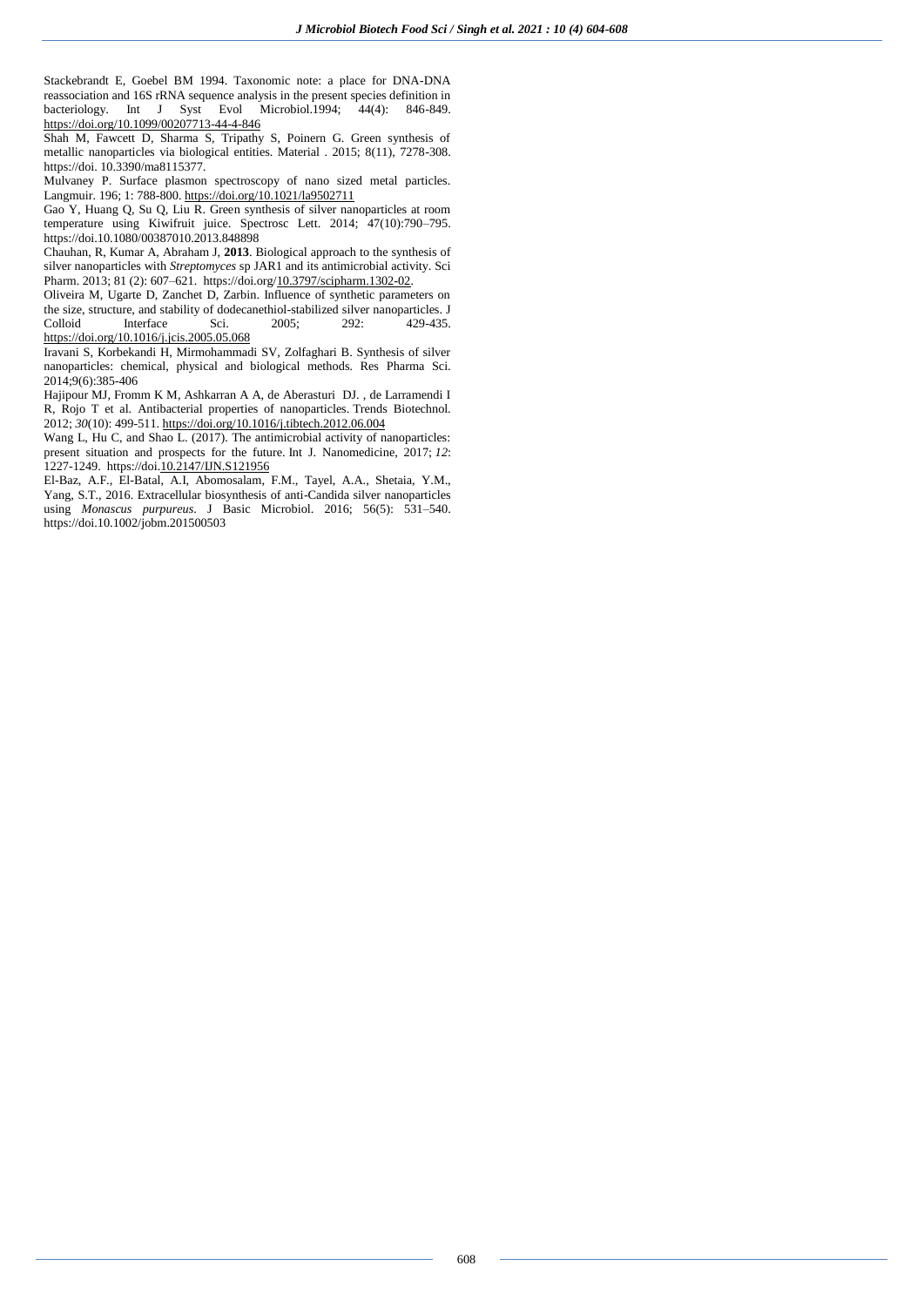Stackebrandt E, Goebel BM 1994. Taxonomic note: a place for DNA-DNA reassociation and 16S rRNA sequence analysis in the present species definition in bacteriology. Int J Syst Evol Microbiol.1994; 44(4): 846-849. https://doi.org/10.1099/00207713-44-4-846

Shah M, Fawcett D, Sharma S, Tripathy S, Poinern G. Green synthesis of metallic nanoparticles via biological entities. Material . 2015; 8(11), 7278-308. https://doi. 10.3390/ma8115377.

Mulvaney P. Surface plasmon spectroscopy of nano sized metal particles. Langmuir. 196; 1: 788-800. https://doi.org/10.1021/la9502711

Gao Y, Huang Q, Su Q, Liu R. Green synthesis of silver nanoparticles at room temperature using Kiwifruit juice. Spectrosc Lett. 2014; 47(10):790–795. https://doi.10.1080/00387010.2013.848898

Chauhan, R, Kumar A, Abraham J, **2013**. Biological approach to the synthesis of silver nanoparticles with *Streptomyces* sp JAR1 and its antimicrobial activity. Sci Pharm. 2013; 81 (2): 607–621. https://doi.org/10.3797/scipharm.1302-02.

Oliveira M, Ugarte D, Zanchet D, Zarbin. Influence of synthetic parameters on the size, structure, and stability of dodecanethiol-stabilized silver nanoparticles. J Colloid Interface Sci. 2005; 292: 429-435. https://doi.org/10.1016/j.jcis.2005.05.068

Iravani S, Korbekandi H, Mirmohammadi SV, Zolfaghari B. Synthesis of silver nanoparticles: chemical, physical and biological methods. Res Pharma Sci. 2014;9(6):385-406

Hajipour MJ, Fromm K M, Ashkarran A A, de Aberasturi DJ. , de Larramendi I R, Rojo T et al. Antibacterial properties of nanoparticles. Trends Biotechnol. 2012; *30*(10): 499-511. https://doi.org/10.1016/j.tibtech.2012.06.004

Wang L, Hu C, and Shao L. (2017). The antimicrobial activity of nanoparticles: present situation and prospects for the future. Int J. Nanomedicine, 2017; *12*: 1227-1249. https://doi.10.2147/IJN.S121956

El-Baz, A.F., El-Batal, A.I, Abomosalam, F.M., Tayel, A.A., Shetaia, Y.M., Yang, S.T., 2016. Extracellular biosynthesis of anti-Candida silver nanoparticles using *Monascus purpureus*. J Basic Microbiol. 2016; 56(5): 531–540. https://doi.10.1002/jobm.201500503